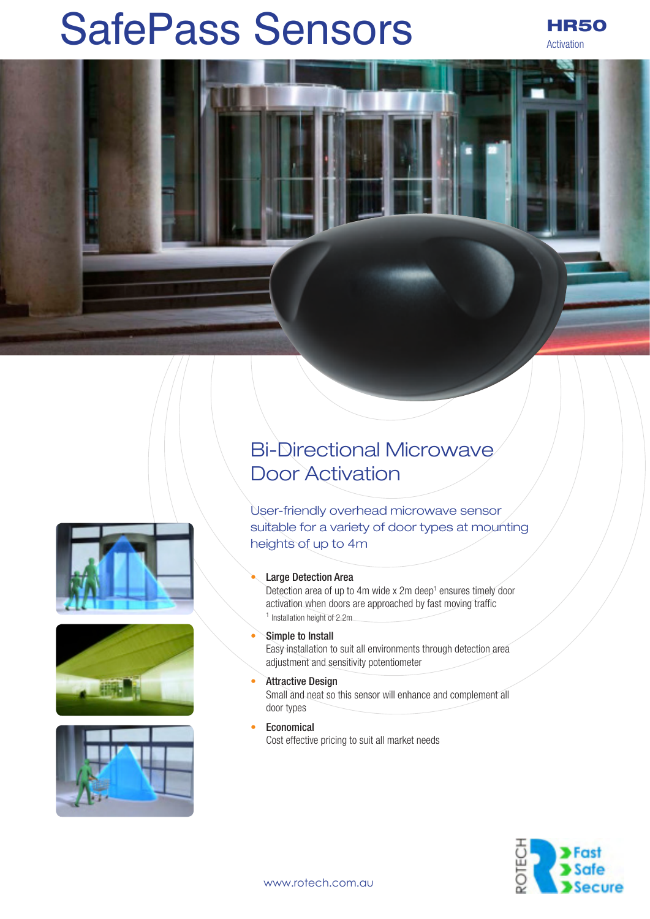# SafePass Sensors

**HR50**
Activation

## Bi-Directional Microwave Door Activation

User-friendly overhead microwave sensor suitable for a variety of door types at mounting heights of up to 4m

- **Large Detection Area**
  Detection area of up to 4m wide x 2m deep[1] ensures timely door activation when doors are approached by fast moving traffic
  [1] Installation height of 2.2m
- **Simple to Install**
  Easy installation to suit all environments through detection area adjustment and sensitivity potentiometer
- **Attractive Design**
  Small and neat so this sensor will enhance and complement all door types
- **Economical**
  Cost effective pricing to suit all market needs

www.rotech.com.au

ROTECH
Fast
Safe
Secure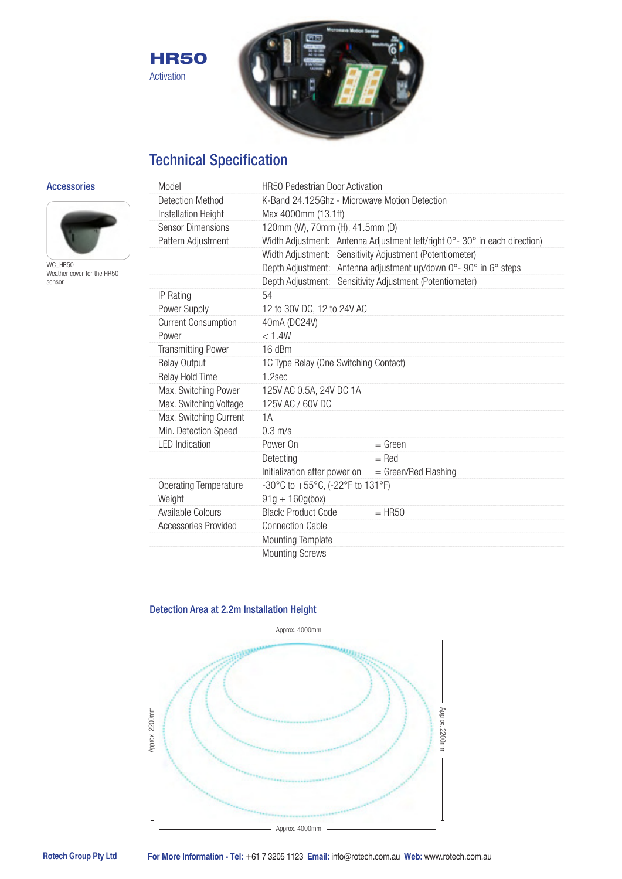# HR50

Activation

## Technical Specification

### Accessories

WC_HR50
Weather cover for the HR50 sensor

| | | |
|---|---|---|
| Model | HR50 Pedestrian Door Activation | |
| Detection Method | K-Band 24.125Ghz - Microwave Motion Detection | |
| Installation Height | Max 4000mm (13.1ft) | |
| Sensor Dimensions | 120mm (W), 70mm (H), 41.5mm (D) | |
| Pattern Adjustment | Width Adjustment: Antenna Adjustment left/right 0°- 30° in each direction) | |
| | Width Adjustment: Sensitivity Adjustment (Potentiometer) | |
| | Depth Adjustment: Antenna adjustment up/down 0°- 90° in 6° steps | |
| | Depth Adjustment: Sensitivity Adjustment (Potentiometer) | |
| IP Rating | 54 | |
| Power Supply | 12 to 30V DC, 12 to 24V AC | |
| Current Consumption | 40mA (DC24V) | |
| Power | < 1.4W | |
| Transmitting Power | 16 dBm | |
| Relay Output | 1C Type Relay (One Switching Contact) | |
| Relay Hold Time | 1.2sec | |
| Max. Switching Power | 125V AC 0.5A, 24V DC 1A | |
| Max. Switching Voltage | 125V AC / 60V DC | |
| Max. Switching Current | 1A | |
| Min. Detection Speed | 0.3 m/s | |
| LED Indication | Power On | = Green |
| | Detecting | = Red |
| | Initialization after power on | = Green/Red Flashing |
| Operating Temperature | -30°C to +55°C, (-22°F to 131°F) | |
| Weight | 91g + 160g(box) | |
| Available Colours | Black: Product Code | = HR50 |
| Accessories Provided | Connection Cable | |
| | Mounting Template | |
| | Mounting Screws | |

### Detection Area at 2.2m Installation Height

Approx. 4000mm

Approx. 2200mm

Approx. 2200mm

Approx. 4000mm

**Rotech Group Pty Ltd**

**For More Information - Tel:** +61 7 3205 1123 **Email:** info@rotech.com.au **Web:** www.rotech.com.au